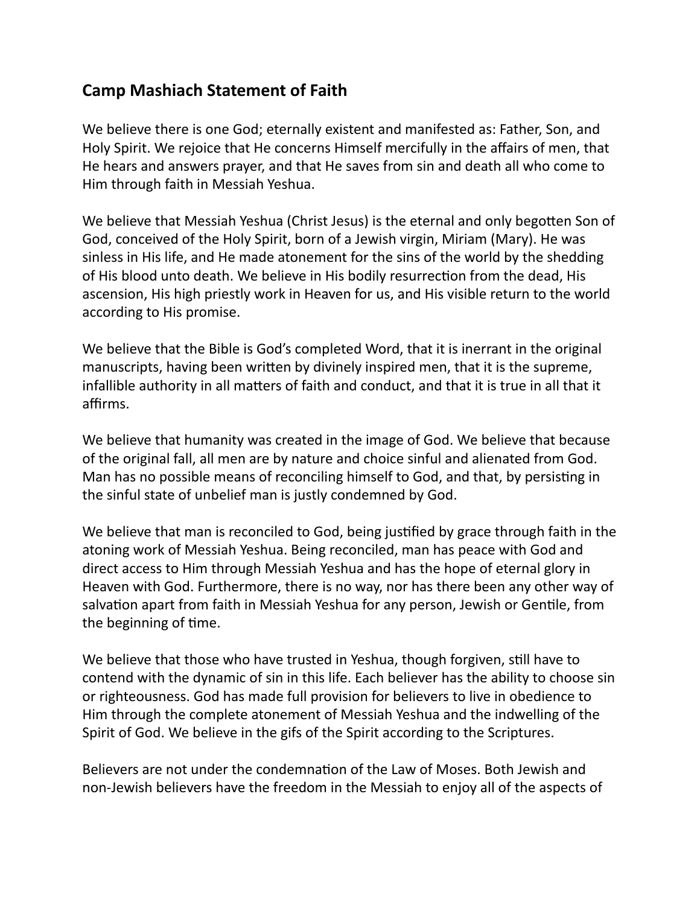## Camp Mashiach Statement of Faith

We believe there is one God; eternally existent and manifested as: Father, Son, and Holy Spirit. We rejoice that He concerns Himself mercifully in the affairs of men, that He hears and answers prayer, and that He saves from sin and death all who come to Him through faith in Messiah Yeshua.

We believe that Messiah Yeshua (Christ Jesus) is the eternal and only begotten Son of God, conceived of the Holy Spirit, born of a Jewish virgin, Miriam (Mary). He was sinless in His life, and He made atonement for the sins of the world by the shedding of His blood unto death. We believe in His bodily resurrection from the dead, His ascension, His high priestly work in Heaven for us, and His visible return to the world according to His promise.

We believe that the Bible is God's completed Word, that it is inerrant in the original manuscripts, having been written by divinely inspired men, that it is the supreme, infallible authority in all matters of faith and conduct, and that it is true in all that it affirms.

We believe that humanity was created in the image of God. We believe that because of the original fall, all men are by nature and choice sinful and alienated from God. Man has no possible means of reconciling himself to God, and that, by persisting in the sinful state of unbelief man is justly condemned by God.

We believe that man is reconciled to God, being justified by grace through faith in the atoning work of Messiah Yeshua. Being reconciled, man has peace with God and direct access to Him through Messiah Yeshua and has the hope of eternal glory in Heaven with God. Furthermore, there is no way, nor has there been any other way of salvation apart from faith in Messiah Yeshua for any person, Jewish or Gentile, from the beginning of time.

We believe that those who have trusted in Yeshua, though forgiven, still have to contend with the dynamic of sin in this life. Each believer has the ability to choose sin or righteousness. God has made full provision for believers to live in obedience to Him through the complete atonement of Messiah Yeshua and the indwelling of the Spirit of God. We believe in the gifs of the Spirit according to the Scriptures.

Believers are not under the condemnation of the Law of Moses. Both Jewish and non-Jewish believers have the freedom in the Messiah to enjoy all of the aspects of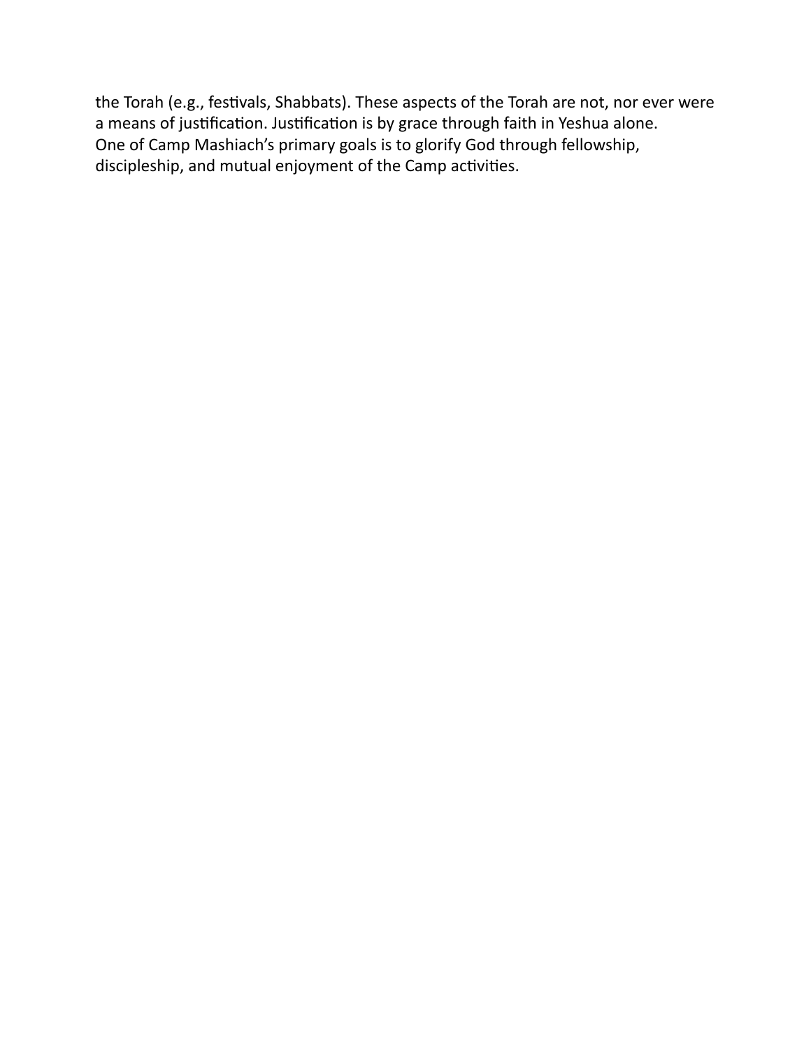the Torah (e.g., festivals, Shabbats). These aspects of the Torah are not, nor ever were a means of justification. Justification is by grace through faith in Yeshua alone.
One of Camp Mashiach's primary goals is to glorify God through fellowship, discipleship, and mutual enjoyment of the Camp activities.